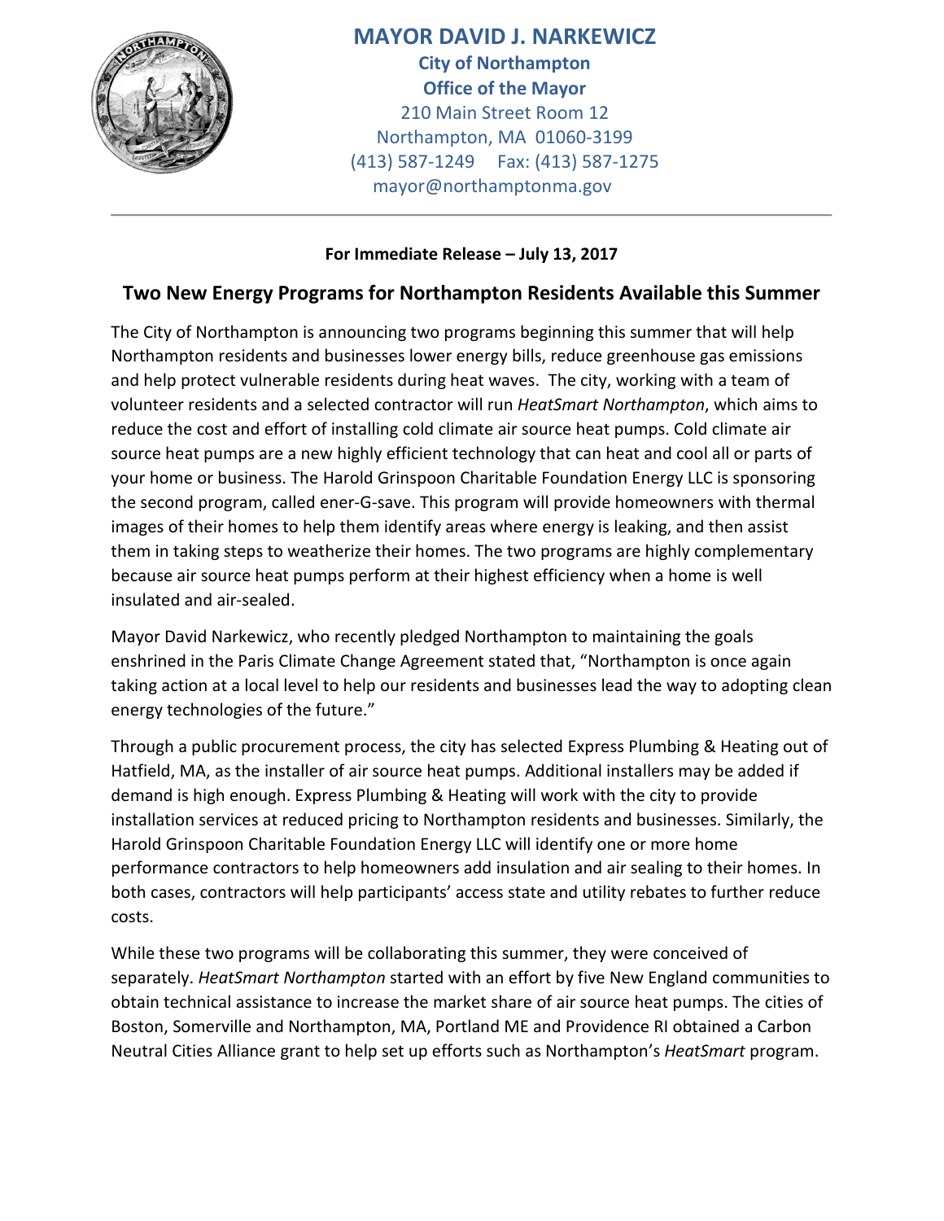**MAYOR DAVID J. NARKEWICZ**
**City of Northampton**
**Office of the Mayor**
210 Main Street Room 12
Northampton, MA 01060-3199
(413) 587-1249 Fax: (413) 587-1275
mayor@northamptonma.gov

---

**For Immediate Release – July 13, 2017**

## Two New Energy Programs for Northampton Residents Available this Summer

The City of Northampton is announcing two programs beginning this summer that will help Northampton residents and businesses lower energy bills, reduce greenhouse gas emissions and help protect vulnerable residents during heat waves. The city, working with a team of volunteer residents and a selected contractor will run *HeatSmart Northampton*, which aims to reduce the cost and effort of installing cold climate air source heat pumps. Cold climate air source heat pumps are a new highly efficient technology that can heat and cool all or parts of your home or business. The Harold Grinspoon Charitable Foundation Energy LLC is sponsoring the second program, called ener-G-save. This program will provide homeowners with thermal images of their homes to help them identify areas where energy is leaking, and then assist them in taking steps to weatherize their homes. The two programs are highly complementary because air source heat pumps perform at their highest efficiency when a home is well insulated and air-sealed.

Mayor David Narkewicz, who recently pledged Northampton to maintaining the goals enshrined in the Paris Climate Change Agreement stated that, "Northampton is once again taking action at a local level to help our residents and businesses lead the way to adopting clean energy technologies of the future."

Through a public procurement process, the city has selected Express Plumbing & Heating out of Hatfield, MA, as the installer of air source heat pumps. Additional installers may be added if demand is high enough. Express Plumbing & Heating will work with the city to provide installation services at reduced pricing to Northampton residents and businesses. Similarly, the Harold Grinspoon Charitable Foundation Energy LLC will identify one or more home performance contractors to help homeowners add insulation and air sealing to their homes. In both cases, contractors will help participants' access state and utility rebates to further reduce costs.

While these two programs will be collaborating this summer, they were conceived of separately. *HeatSmart Northampton* started with an effort by five New England communities to obtain technical assistance to increase the market share of air source heat pumps. The cities of Boston, Somerville and Northampton, MA, Portland ME and Providence RI obtained a Carbon Neutral Cities Alliance grant to help set up efforts such as Northampton's *HeatSmart* program.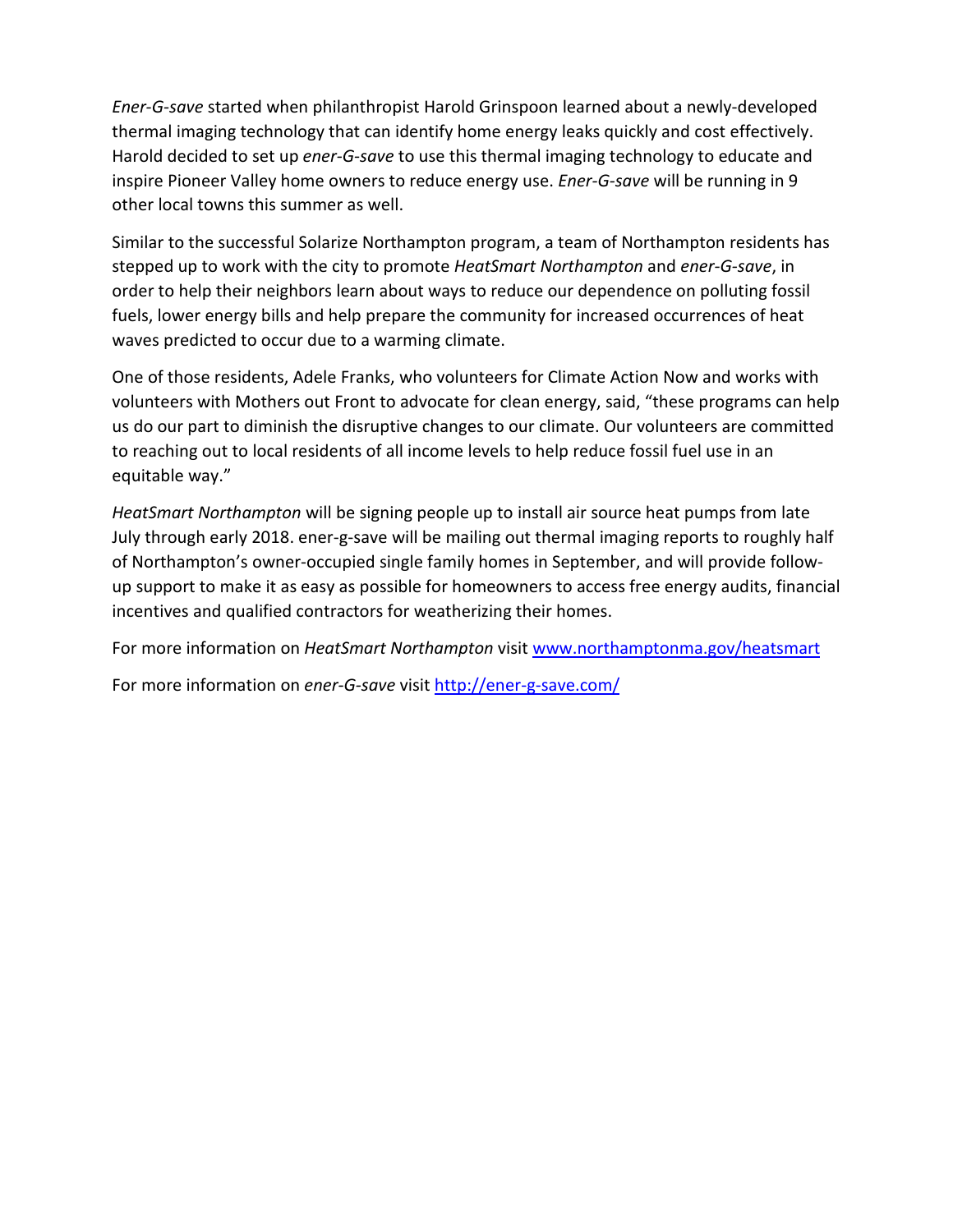*Ener-G-save* started when philanthropist Harold Grinspoon learned about a newly-developed thermal imaging technology that can identify home energy leaks quickly and cost effectively. Harold decided to set up *ener-G-save* to use this thermal imaging technology to educate and inspire Pioneer Valley home owners to reduce energy use. *Ener-G-save* will be running in 9 other local towns this summer as well.

Similar to the successful Solarize Northampton program, a team of Northampton residents has stepped up to work with the city to promote *HeatSmart Northampton* and *ener-G-save*, in order to help their neighbors learn about ways to reduce our dependence on polluting fossil fuels, lower energy bills and help prepare the community for increased occurrences of heat waves predicted to occur due to a warming climate.

One of those residents, Adele Franks, who volunteers for Climate Action Now and works with volunteers with Mothers out Front to advocate for clean energy, said, "these programs can help us do our part to diminish the disruptive changes to our climate. Our volunteers are committed to reaching out to local residents of all income levels to help reduce fossil fuel use in an equitable way."

*HeatSmart Northampton* will be signing people up to install air source heat pumps from late July through early 2018. ener-g-save will be mailing out thermal imaging reports to roughly half of Northampton's owner-occupied single family homes in September, and will provide follow-up support to make it as easy as possible for homeowners to access free energy audits, financial incentives and qualified contractors for weatherizing their homes.

For more information on *HeatSmart Northampton* visit [www.northamptonma.gov/heatsmart](http://www.northamptonma.gov/heatsmart)

For more information on *ener-G-save* visit [http://ener-g-save.com/](http://ener-g-save.com/)